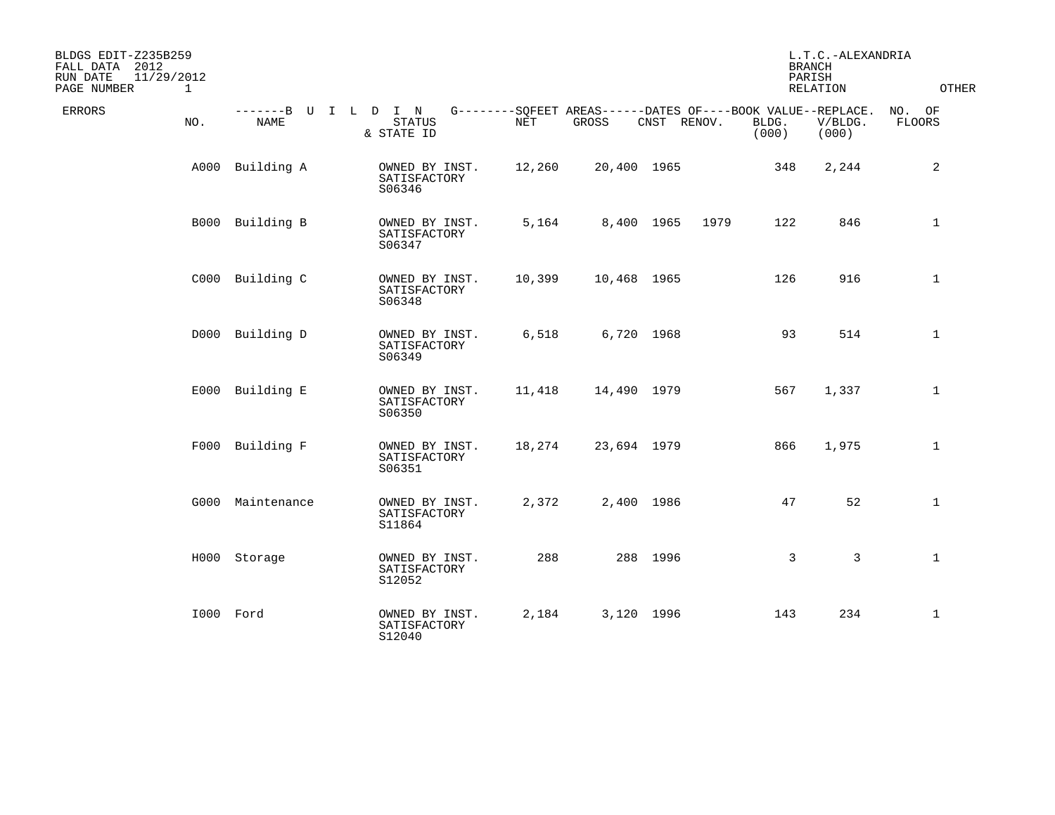BLDGS EDIT-Z235B259
FALL DATA 2012
RUN DATE 11/29/2012
PAGE NUMBER 1

L.T.C.-ALEXANDRIA
BRANCH
PARISH
RELATION

OTHER

| ERRORS | NO. | BUILDING NAME | STATUS & STATE ID | SQFEET AREAS NET | SQFEET AREAS GROSS | DATES OF CNST | DATES OF RENOV. | BOOK VALUE BLDG. (000) | REPLACE. V/BLDG. (000) | NO. OF FLOORS |
|---|---|---|---|---|---|---|---|---|---|---|
| | A000 | Building A | OWNED BY INST. SATISFACTORY S06346 | 12,260 | 20,400 | 1965 | | 348 | 2,244 | 2 |
| | B000 | Building B | OWNED BY INST. SATISFACTORY S06347 | 5,164 | 8,400 | 1965 | 1979 | 122 | 846 | 1 |
| | C000 | Building C | OWNED BY INST. SATISFACTORY S06348 | 10,399 | 10,468 | 1965 | | 126 | 916 | 1 |
| | D000 | Building D | OWNED BY INST. SATISFACTORY S06349 | 6,518 | 6,720 | 1968 | | 93 | 514 | 1 |
| | E000 | Building E | OWNED BY INST. SATISFACTORY S06350 | 11,418 | 14,490 | 1979 | | 567 | 1,337 | 1 |
| | F000 | Building F | OWNED BY INST. SATISFACTORY S06351 | 18,274 | 23,694 | 1979 | | 866 | 1,975 | 1 |
| | G000 | Maintenance | OWNED BY INST. SATISFACTORY S11864 | 2,372 | 2,400 | 1986 | | 47 | 52 | 1 |
| | H000 | Storage | OWNED BY INST. SATISFACTORY S12052 | 288 | 288 | 1996 | | 3 | 3 | 1 |
| | I000 | Ford | OWNED BY INST. SATISFACTORY S12040 | 2,184 | 3,120 | 1996 | | 143 | 234 | 1 |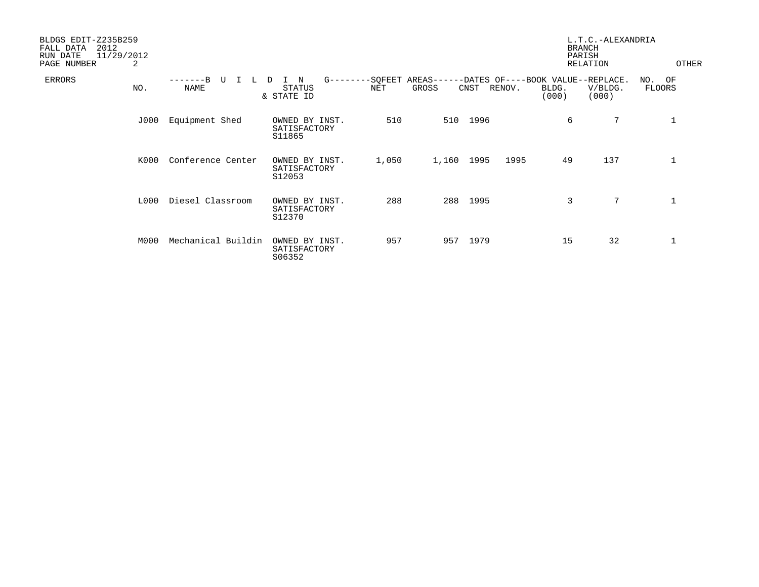BLDGS EDIT-Z235B259
FALL DATA 2012
RUN DATE 11/29/2012
PAGE NUMBER 2

L.T.C.-ALEXANDRIA
BRANCH
PARISH
RELATION OTHER

| ERRORS | NO. | NAME | STATUS & STATE ID | NET | GROSS | CNST | RENOV. | BLDG. (000) | V/BLDG. (000) | NO. OF FLOORS |
|---|---|---|---|---|---|---|---|---|---|---|
| | | -------B U I L D I N | G--------SQFEET AREAS | | ------DATES OF | | ----BOOK VALUE--REPLACE. | | | |
| | J000 | Equipment Shed | OWNED BY INST. SATISFACTORY S11865 | 510 | 510 | 1996 | | 6 | 7 | 1 |
| | K000 | Conference Center | OWNED BY INST. SATISFACTORY S12053 | 1,050 | 1,160 | 1995 | 1995 | 49 | 137 | 1 |
| | L000 | Diesel Classroom | OWNED BY INST. SATISFACTORY S12370 | 288 | 288 | 1995 | | 3 | 7 | 1 |
| | M000 | Mechanical Buildin | OWNED BY INST. SATISFACTORY S06352 | 957 | 957 | 1979 | | 15 | 32 | 1 |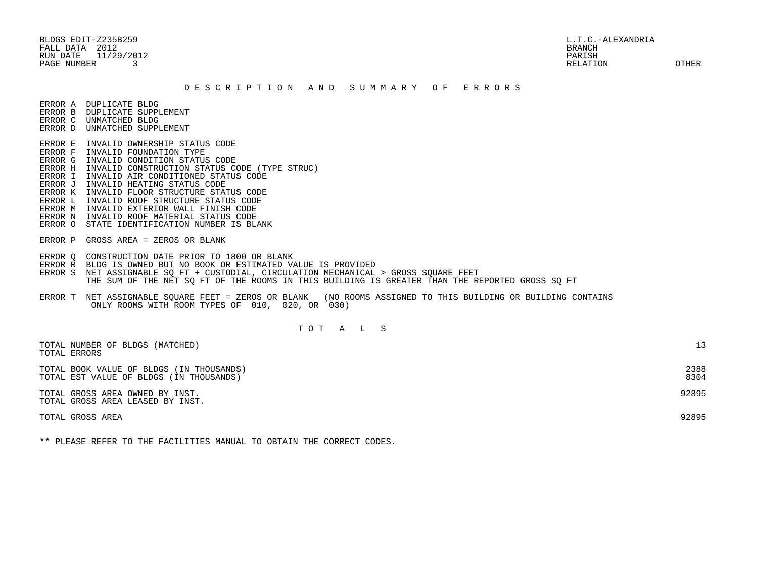BLDGS EDIT-Z235B259
FALL DATA 2012
RUN DATE 11/29/2012

L.T.C.-ALEXANDRIA
BRANCH
PARISH
RELATION OTHER

## D E S C R I P T I O N   A N D   S U M M A R Y   O F   E R R O R S

ERROR A DUPLICATE BLDG
ERROR B DUPLICATE SUPPLEMENT
ERROR C UNMATCHED BLDG
ERROR D UNMATCHED SUPPLEMENT

ERROR E INVALID OWNERSHIP STATUS CODE
ERROR F INVALID FOUNDATION TYPE
ERROR G INVALID CONDITION STATUS CODE
ERROR H INVALID CONSTRUCTION STATUS CODE (TYPE STRUC)
ERROR I INVALID AIR CONDITIONED STATUS CODE
ERROR J INVALID HEATING STATUS CODE
ERROR K INVALID FLOOR STRUCTURE STATUS CODE
ERROR L INVALID ROOF STRUCTURE STATUS CODE
ERROR M INVALID EXTERIOR WALL FINISH CODE
ERROR N INVALID ROOF MATERIAL STATUS CODE
ERROR O STATE IDENTIFICATION NUMBER IS BLANK

ERROR P GROSS AREA = ZEROS OR BLANK

ERROR Q CONSTRUCTION DATE PRIOR TO 1800 OR BLANK
ERROR R BLDG IS OWNED BUT NO BOOK OR ESTIMATED VALUE IS PROVIDED
ERROR S NET ASSIGNABLE SQ FT + CUSTODIAL, CIRCULATION MECHANICAL > GROSS SQUARE FEET
THE SUM OF THE NET SQ FT OF THE ROOMS IN THIS BUILDING IS GREATER THAN THE REPORTED GROSS SQ FT

ERROR T NET ASSIGNABLE SQUARE FEET = ZEROS OR BLANK (NO ROOMS ASSIGNED TO THIS BUILDING OR BUILDING CONTAINS ONLY ROOMS WITH ROOM TYPES OF 010, 020, OR 030)

## T O T A L S

| | |
|---|---|
| TOTAL NUMBER OF BLDGS (MATCHED) | 13 |
| TOTAL ERRORS | |
| TOTAL BOOK VALUE OF BLDGS (IN THOUSANDS) | 2388 |
| TOTAL EST VALUE OF BLDGS (IN THOUSANDS) | 8304 |
| TOTAL GROSS AREA OWNED BY INST. | 92895 |
| TOTAL GROSS AREA LEASED BY INST. | |
| TOTAL GROSS AREA | 92895 |

** PLEASE REFER TO THE FACILITIES MANUAL TO OBTAIN THE CORRECT CODES.